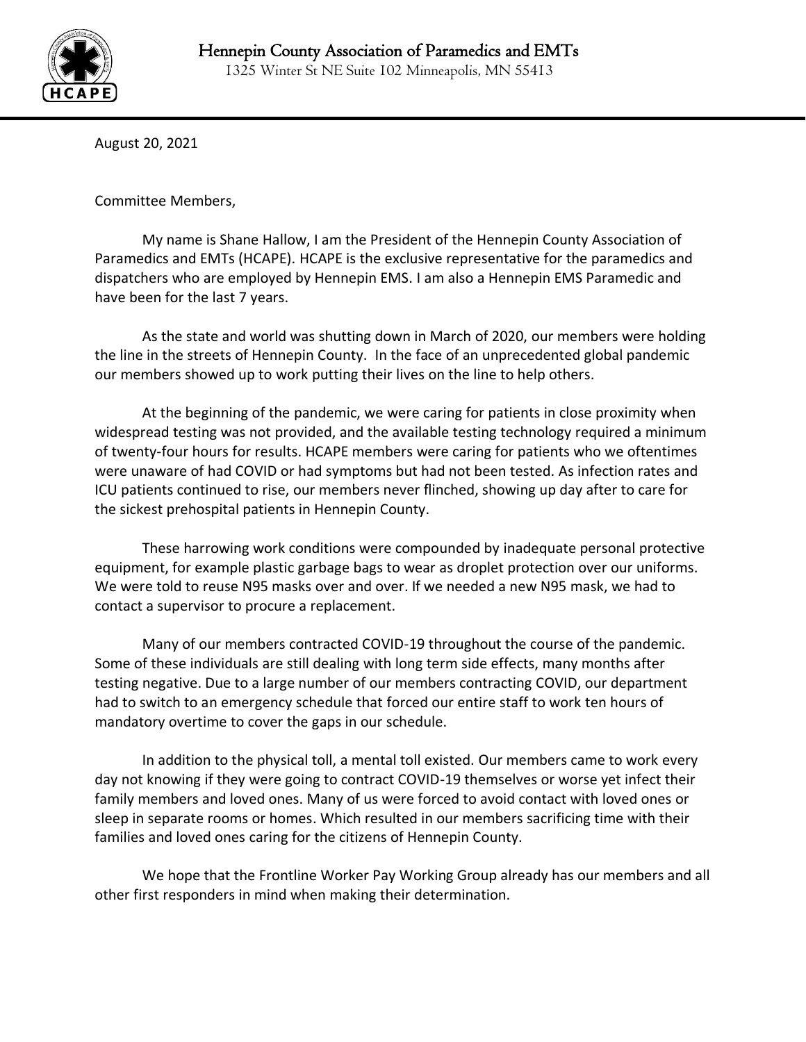# Hennepin County Association of Paramedics and EMTs

1325 Winter St NE Suite 102 Minneapolis, MN 55413

August 20, 2021

Committee Members,

My name is Shane Hallow, I am the President of the Hennepin County Association of Paramedics and EMTs (HCAPE). HCAPE is the exclusive representative for the paramedics and dispatchers who are employed by Hennepin EMS. I am also a Hennepin EMS Paramedic and have been for the last 7 years.

As the state and world was shutting down in March of 2020, our members were holding the line in the streets of Hennepin County. In the face of an unprecedented global pandemic our members showed up to work putting their lives on the line to help others.

At the beginning of the pandemic, we were caring for patients in close proximity when widespread testing was not provided, and the available testing technology required a minimum of twenty-four hours for results. HCAPE members were caring for patients who we oftentimes were unaware of had COVID or had symptoms but had not been tested. As infection rates and ICU patients continued to rise, our members never flinched, showing up day after to care for the sickest prehospital patients in Hennepin County.

These harrowing work conditions were compounded by inadequate personal protective equipment, for example plastic garbage bags to wear as droplet protection over our uniforms. We were told to reuse N95 masks over and over. If we needed a new N95 mask, we had to contact a supervisor to procure a replacement.

Many of our members contracted COVID-19 throughout the course of the pandemic. Some of these individuals are still dealing with long term side effects, many months after testing negative. Due to a large number of our members contracting COVID, our department had to switch to an emergency schedule that forced our entire staff to work ten hours of mandatory overtime to cover the gaps in our schedule.

In addition to the physical toll, a mental toll existed. Our members came to work every day not knowing if they were going to contract COVID-19 themselves or worse yet infect their family members and loved ones. Many of us were forced to avoid contact with loved ones or sleep in separate rooms or homes. Which resulted in our members sacrificing time with their families and loved ones caring for the citizens of Hennepin County.

We hope that the Frontline Worker Pay Working Group already has our members and all other first responders in mind when making their determination.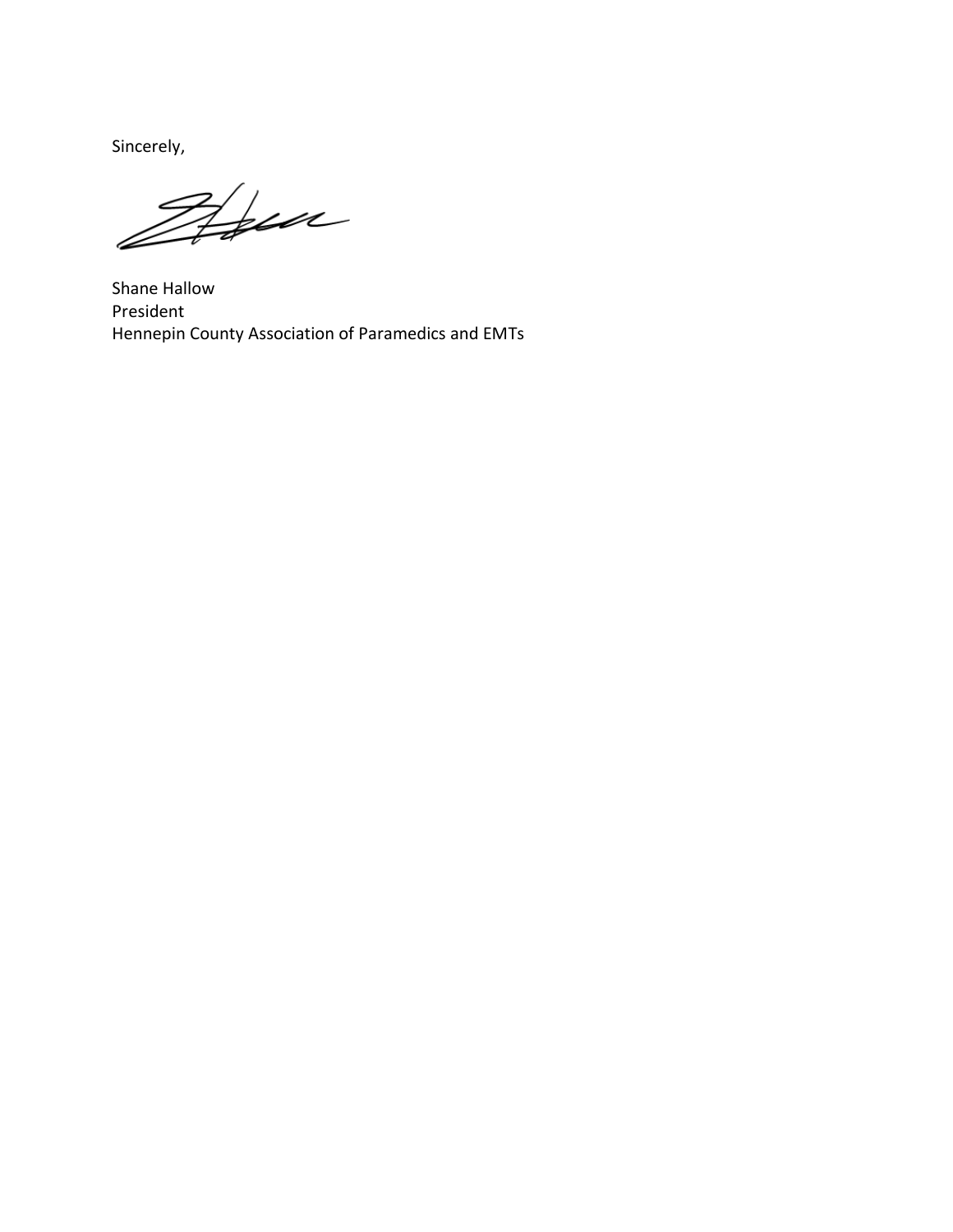Sincerely,

Shane Hallow
President
Hennepin County Association of Paramedics and EMTs